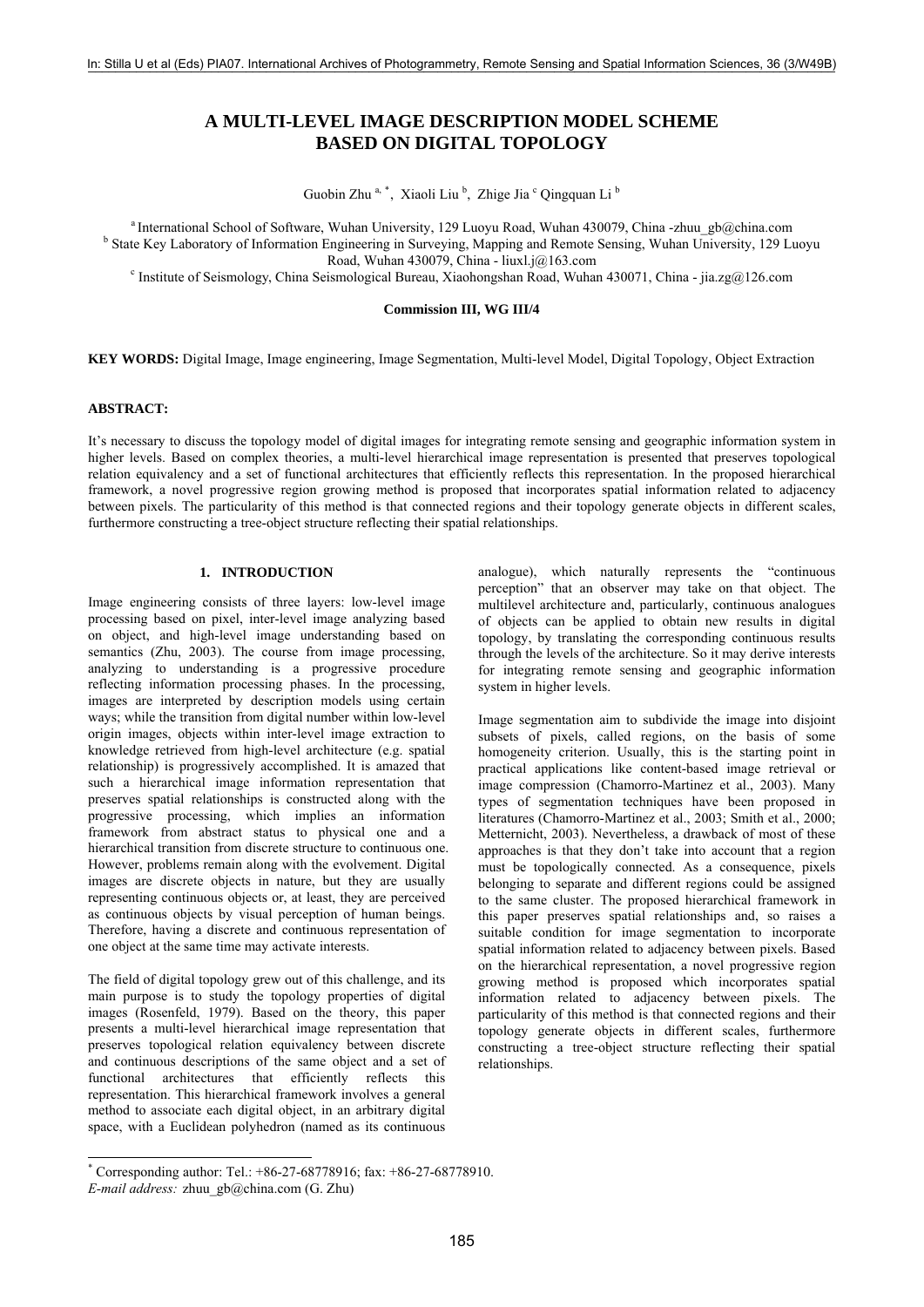# A MULTI-LEVEL IMAGE DESCRIPTION MODEL SCHEME BASED ON DIGITAL TOPOLOGY

Guobin Zhu [a, *], Xiaoli Liu [b], Zhige Jia [c] Qingquan Li [b]

[a] International School of Software, Wuhan University, 129 Luoyu Road, Wuhan 430079, China -zhuu_gb@china.com
[b] State Key Laboratory of Information Engineering in Surveying, Mapping and Remote Sensing, Wuhan University, 129 Luoyu Road, Wuhan 430079, China - liuxl.j@163.com
[c] Institute of Seismology, China Seismological Bureau, Xiaohongshan Road, Wuhan 430071, China - jia.zg@126.com

**Commission III, WG III/4**

**KEY WORDS:** Digital Image, Image engineering, Image Segmentation, Multi-level Model, Digital Topology, Object Extraction

**ABSTRACT:**

It's necessary to discuss the topology model of digital images for integrating remote sensing and geographic information system in higher levels. Based on complex theories, a multi-level hierarchical image representation is presented that preserves topological relation equivalency and a set of functional architectures that efficiently reflects this representation. In the proposed hierarchical framework, a novel progressive region growing method is proposed that incorporates spatial information related to adjacency between pixels. The particularity of this method is that connected regions and their topology generate objects in different scales, furthermore constructing a tree-object structure reflecting their spatial relationships.

## 1. INTRODUCTION

Image engineering consists of three layers: low-level image processing based on pixel, inter-level image analyzing based on object, and high-level image understanding based on semantics (Zhu, 2003). The course from image processing, analyzing to understanding is a progressive procedure reflecting information processing phases. In the processing, images are interpreted by description models using certain ways; while the transition from digital number within low-level origin images, objects within inter-level image extraction to knowledge retrieved from high-level architecture (e.g. spatial relationship) is progressively accomplished. It is amazed that such a hierarchical image information representation that preserves spatial relationships is constructed along with the progressive processing, which implies an information framework from abstract status to physical one and a hierarchical transition from discrete structure to continuous one. However, problems remain along with the evolvement. Digital images are discrete objects in nature, but they are usually representing continuous objects or, at least, they are perceived as continuous objects by visual perception of human beings. Therefore, having a discrete and continuous representation of one object at the same time may activate interests.

The field of digital topology grew out of this challenge, and its main purpose is to study the topology properties of digital images (Rosenfeld, 1979). Based on the theory, this paper presents a multi-level hierarchical image representation that preserves topological relation equivalency between discrete and continuous descriptions of the same object and a set of functional architectures that efficiently reflects this representation. This hierarchical framework involves a general method to associate each digital object, in an arbitrary digital space, with a Euclidean polyhedron (named as its continuous analogue), which naturally represents the "continuous perception" that an observer may take on that object. The multilevel architecture and, particularly, continuous analogues of objects can be applied to obtain new results in digital topology, by translating the corresponding continuous results through the levels of the architecture. So it may derive interests for integrating remote sensing and geographic information system in higher levels.

Image segmentation aim to subdivide the image into disjoint subsets of pixels, called regions, on the basis of some homogeneity criterion. Usually, this is the starting point in practical applications like content-based image retrieval or image compression (Chamorro-Martinez et al., 2003). Many types of segmentation techniques have been proposed in literatures (Chamorro-Martinez et al., 2003; Smith et al., 2000; Metternicht, 2003). Nevertheless, a drawback of most of these approaches is that they don't take into account that a region must be topologically connected. As a consequence, pixels belonging to separate and different regions could be assigned to the same cluster. The proposed hierarchical framework in this paper preserves spatial relationships and, so raises a suitable condition for image segmentation to incorporate spatial information related to adjacency between pixels. Based on the hierarchical representation, a novel progressive region growing method is proposed which incorporates spatial information related to adjacency between pixels. The particularity of this method is that connected regions and their topology generate objects in different scales, furthermore constructing a tree-object structure reflecting their spatial relationships.

* Corresponding author: Tel.: +86-27-68778916; fax: +86-27-68778910.
*E-mail address:* zhuu_gb@china.com (G. Zhu)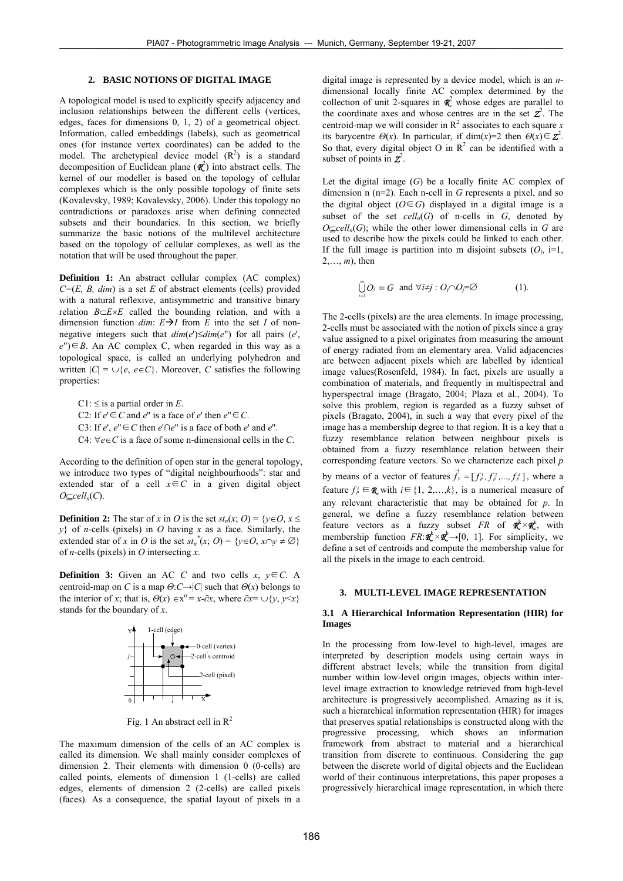## 2. BASIC NOTIONS OF DIGITAL IMAGE

A topological model is used to explicitly specify adjacency and inclusion relationships between the different cells (vertices, edges, faces for dimensions 0, 1, 2) of a geometrical object. Information, called embeddings (labels), such as geometrical ones (for instance vertex coordinates) can be added to the model. The archetypical device model ($R^2$) is a standard decomposition of Euclidean plane ($\mathbb{R}^2$) into abstract cells. The kernel of our modeller is based on the topology of cellular complexes which is the only possible topology of finite sets (Kovalevsky, 1989; Kovalevsky, 2006). Under this topology no contradictions or paradoxes arise when defining connected subsets and their boundaries. In this section, we briefly summarize the basic notions of the multilevel architecture based on the topology of cellular complexes, as well as the notation that will be used throughout the paper.

**Definition 1:** An abstract cellular complex (AC complex) $C=(E, B, dim)$ is a set $E$ of abstract elements (cells) provided with a natural reflexive, antisymmetric and transitive binary relation $B \subset E \times E$ called the bounding relation, and with a dimension function $dim$: $E \rightarrow I$ from $E$ into the set $I$ of non-negative integers such that $dim(e') \leq dim(e'')$ for all pairs $(e', e'') \in B$. An AC complex C, when regarded in this way as a topological space, is called an underlying polyhedron and written $|C| = \cup\{e, e \in C\}$. Moreover, $C$ satisfies the following properties:

C1: $\leq$ is a partial order in $E$.
C2: If $e' \in C$ and $e''$ is a face of $e'$ then $e'' \in C$.
C3: If $e'$, $e'' \in C$ then $e' \cap e''$ is a face of both $e'$ and $e''$.
C4: $\forall e \in C$ is a face of some n-dimensional cells in the $C$.

According to the definition of open star in the general topology, we introduce two types of "digital neighbourhoods": star and extended star of a cell $x \in C$ in a given digital object $O \subseteq cell_n(C)$.

**Definition 2:** The star of $x$ in $O$ is the set $st_n(x; O) = \{y \in O, x \leq y\}$ of $n$-cells (pixels) in $O$ having $x$ as a face. Similarly, the extended star of $x$ in $O$ is the set $st_n^*(x; O) = \{y \in O, x \cap y \neq \varnothing\}$ of $n$-cells (pixels) in $O$ intersecting $x$.

**Definition 3:** Given an AC $C$ and two cells $x$, $y \in C$. A centroid-map on $C$ is a map $\Theta: C \rightarrow |C|$ such that $\Theta(x)$ belongs to the interior of $x$; that is, $\Theta(x) \in x^o = x - \partial x$, where $\partial x = \cup\{y, y < x\}$ stands for the boundary of $x$.

Fig. 1 An abstract cell in $R^2$

The maximum dimension of the cells of an AC complex is called its dimension. We shall mainly consider complexes of dimension 2. Their elements with dimension 0 (0-cells) are called points, elements of dimension 1 (1-cells) are called edges, elements of dimension 2 (2-cells) are called pixels (faces). As a consequence, the spatial layout of pixels in a digital image is represented by a device model, which is an $n$-dimensional locally finite AC complex determined by the collection of unit 2-squares in $\mathbb{R}^2$ whose edges are parallel to the coordinate axes and whose centres are in the set $\mathbb{Z}^2$. The centroid-map we will consider in $R^2$ associates to each square $x$ its barycentre $\Theta(x)$. In particular, if $\dim(x)=2$ then $\Theta(x) \in \mathbb{Z}^2$. So that, every digital object O in $R^2$ can be identified with a subset of points in $\mathbb{Z}^2$.

Let the digital image ($G$) be a locally finite AC complex of dimension n (n=2). Each n-cell in $G$ represents a pixel, and so the digital object ($O \in G$) displayed in a digital image is a subset of the set $cell_n(G)$ of n-cells in $G$, denoted by $O \subseteq cell_n(G)$; while the other lower dimensional cells in $G$ are used to describe how the pixels could be linked to each other. If the full image is partition into m disjoint subsets ($O_i$, i=1, 2,…, $m$), then

$$\bigcup_{i=1}^{m} O_i = G \text{ and } \forall i \neq j : O_i \cap O_j = \varnothing \qquad (1).$$

The 2-cells (pixels) are the area elements. In image processing, 2-cells must be associated with the notion of pixels since a gray value assigned to a pixel originates from measuring the amount of energy radiated from an elementary area. Valid adjacencies are between adjacent pixels which are labelled by identical image values(Rosenfeld, 1984). In fact, pixels are usually a combination of materials, and frequently in multispectral and hyperspectral image (Bragato, 2004; Plaza et al., 2004). To solve this problem, region is regarded as a fuzzy subset of pixels (Bragato, 2004), in such a way that every pixel of the image has a membership degree to that region. It is a key that a fuzzy resemblance relation between neighbour pixels is obtained from a fuzzy resemblance relation between their corresponding feature vectors. So we characterize each pixel $p$ by means of a vector of features $\vec{f}_p = [f_p^1, f_p^2, ..., f_p^k]$, where a feature $f_p^i \in \mathbb{R}$ with $i \in \{1, 2, …, k\}$, is a numerical measure of any relevant characteristic that may be obtained for $p$. In general, we define a fuzzy resemblance relation between feature vectors as a fuzzy subset $FR$ of $\mathbb{R}^k \times \mathbb{R}^k$, with membership function $FR: \mathbb{R}^k \times \mathbb{R}^k \rightarrow [0, 1]$. For simplicity, we define a set of centroids and compute the membership value for all the pixels in the image to each centroid.

## 3. MULTI-LEVEL IMAGE REPRESENTATION

### 3.1 A Hierarchical Information Representation (HIR) for Images

In the processing from low-level to high-level, images are interpreted by description models using certain ways in different abstract levels; while the transition from digital number within low-level origin images, objects within inter-level image extraction to knowledge retrieved from high-level architecture is progressively accomplished. Amazing as it is, such a hierarchical information representation (HIR) for images that preserves spatial relationships is constructed along with the progressive processing, which shows an information framework from abstract to material and a hierarchical transition from discrete to continuous. Considering the gap between the discrete world of digital objects and the Euclidean world of their continuous interpretations, this paper proposes a progressively hierarchical image representation, in which there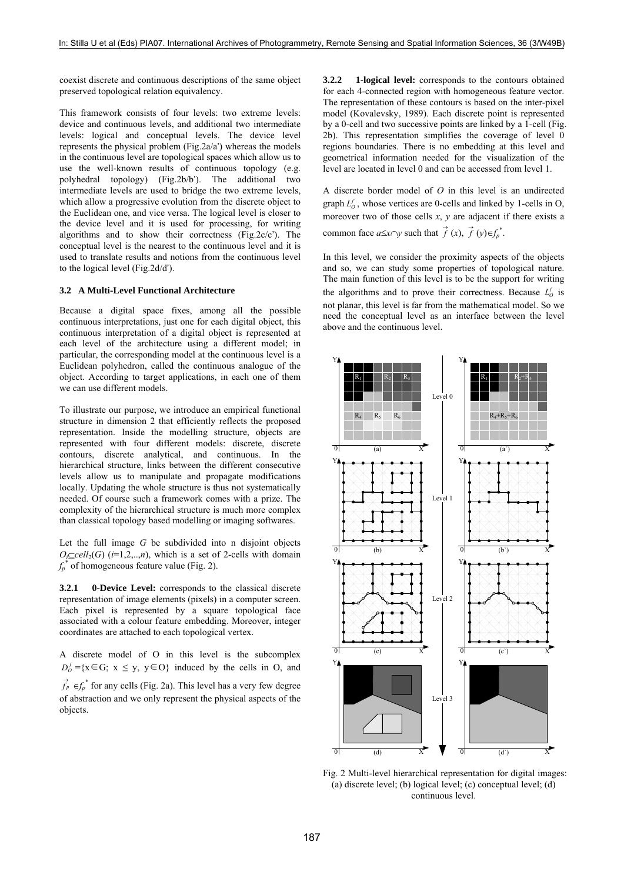coexist discrete and continuous descriptions of the same object preserved topological relation equivalency.

This framework consists of four levels: two extreme levels: device and continuous levels, and additional two intermediate levels: logical and conceptual levels. The device level represents the physical problem (Fig.2a/a') whereas the models in the continuous level are topological spaces which allow us to use the well-known results of continuous topology (e.g. polyhedral topology) (Fig.2b/b'). The additional two intermediate levels are used to bridge the two extreme levels, which allow a progressive evolution from the discrete object to the Euclidean one, and vice versa. The logical level is closer to the device level and it is used for processing, for writing algorithms and to show their correctness (Fig.2c/c'). The conceptual level is the nearest to the continuous level and it is used to translate results and notions from the continuous level to the logical level (Fig.2d/d').

### 3.2 A Multi-Level Functional Architecture

Because a digital space fixes, among all the possible continuous interpretations, just one for each digital object, this continuous interpretation of a digital object is represented at each level of the architecture using a different model; in particular, the corresponding model at the continuous level is a Euclidean polyhedron, called the continuous analogue of the object. According to target applications, in each one of them we can use different models.

To illustrate our purpose, we introduce an empirical functional structure in dimension 2 that efficiently reflects the proposed representation. Inside the modelling structure, objects are represented with four different models: discrete, discrete contours, discrete analytical, and continuous. In the hierarchical structure, links between the different consecutive levels allow us to manipulate and propagate modifications locally. Updating the whole structure is thus not systematically needed. Of course such a framework comes with a prize. The complexity of the hierarchical structure is much more complex than classical topology based modelling or imaging softwares.

Let the full image $G$ be subdivided into n disjoint objects $O_i \subseteq cell_2(G)$ $(i=1,2,..,n)$, which is a set of 2-cells with domain $f_p^*$ of homogeneous feature value (Fig. 2).

**3.2.1 0-Device Level:** corresponds to the classical discrete representation of image elements (pixels) in a computer screen. Each pixel is represented by a square topological face associated with a colour feature embedding. Moreover, integer coordinates are attached to each topological vertex.

A discrete model of O in this level is the subcomplex $D_O^f = \{x \in G;\ x \leq y,\ y \in O\}$ induced by the cells in O, and $\vec{f_p} \in f_p^*$ for any cells (Fig. 2a). This level has a very few degree of abstraction and we only represent the physical aspects of the objects.

**3.2.2 1-logical level:** corresponds to the contours obtained for each 4-connected region with homogeneous feature vector. The representation of these contours is based on the inter-pixel model (Kovalevsky, 1989). Each discrete point is represented by a 0-cell and two successive points are linked by a 1-cell (Fig. 2b). This representation simplifies the coverage of level 0 regions boundaries. There is no embedding at this level and geometrical information needed for the visualization of the level are located in level 0 and can be accessed from level 1.

A discrete border model of $O$ in this level is an undirected graph $L_O^f$, whose vertices are 0-cells and linked by 1-cells in O, moreover two of those cells $x$, $y$ are adjacent if there exists a common face $a \leq x \cap y$ such that $\vec{f}(x),\ \vec{f}(y) \in f_p^*$.

In this level, we consider the proximity aspects of the objects and so, we can study some properties of topological nature. The main function of this level is to be the support for writing the algorithms and to prove their correctness. Because $L_O^f$ is not planar, this level is far from the mathematical model. So we need the conceptual level as an interface between the level above and the continuous level.

Fig. 2 Multi-level hierarchical representation for digital images: (a) discrete level; (b) logical level; (c) conceptual level; (d) continuous level.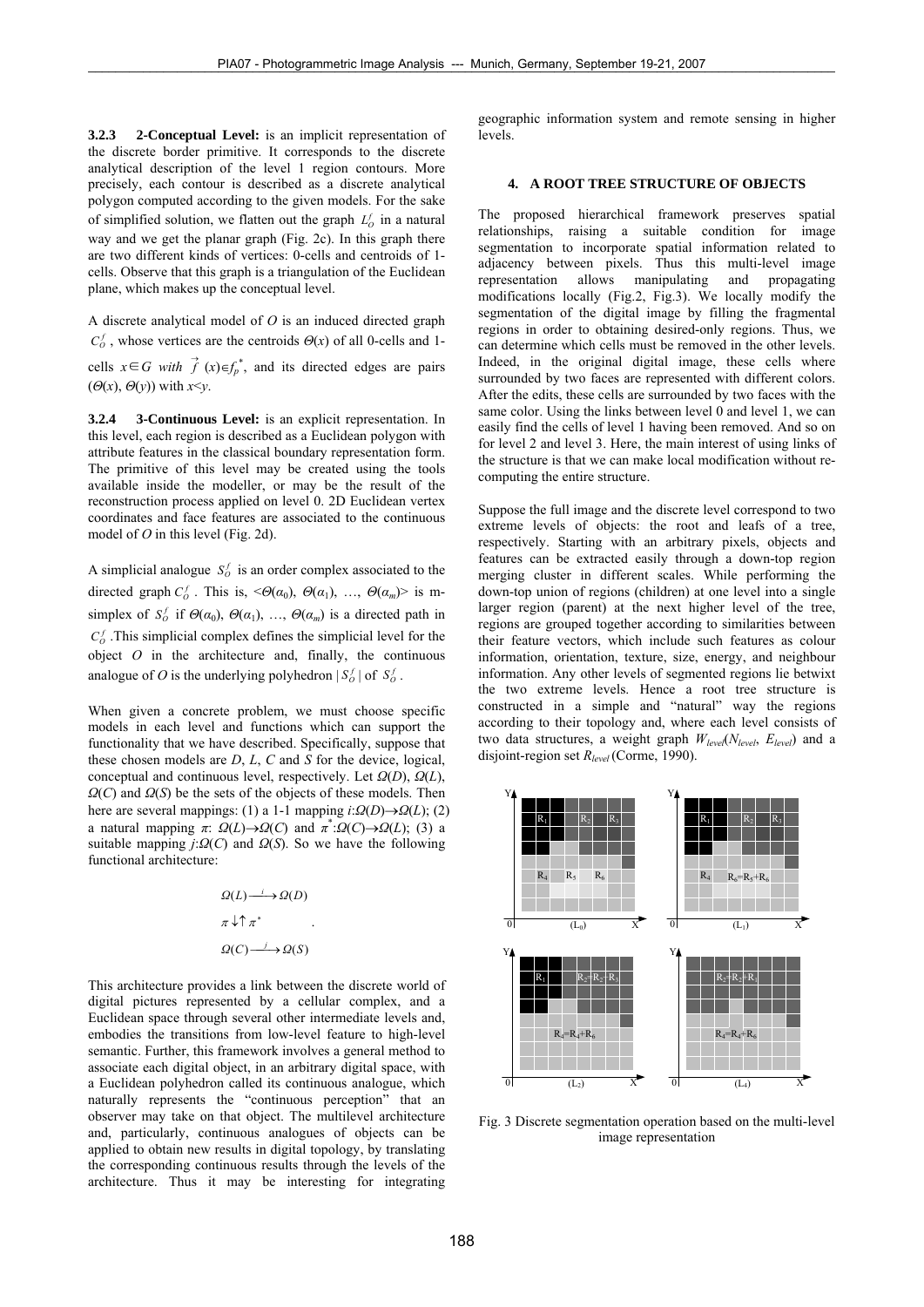**3.2.3 2-Conceptual Level:** is an implicit representation of the discrete border primitive. It corresponds to the discrete analytical description of the level 1 region contours. More precisely, each contour is described as a discrete analytical polygon computed according to the given models. For the sake of simplified solution, we flatten out the graph $L_O^f$ in a natural way and we get the planar graph (Fig. 2c). In this graph there are two different kinds of vertices: 0-cells and centroids of 1-cells. Observe that this graph is a triangulation of the Euclidean plane, which makes up the conceptual level.

A discrete analytical model of $O$ is an induced directed graph $C_O^f$, whose vertices are the centroids $\Theta(x)$ of all 0-cells and 1-cells $x \in G$ *with* $\vec{f}(x) \in f_p^*$, and its directed edges are pairs $(\Theta(x), \Theta(y))$ with $x<y$.

**3.2.4 3-Continuous Level:** is an explicit representation. In this level, each region is described as a Euclidean polygon with attribute features in the classical boundary representation form. The primitive of this level may be created using the tools available inside the modeller, or may be the result of the reconstruction process applied on level 0. 2D Euclidean vertex coordinates and face features are associated to the continuous model of $O$ in this level (Fig. 2d).

A simplicial analogue $S_O^f$ is an order complex associated to the directed graph $C_O^f$. This is, $<\Theta(\alpha_0), \Theta(\alpha_1), \ldots, \Theta(\alpha_m)>$ is m-simplex of $S_O^f$ if $\Theta(\alpha_0), \Theta(\alpha_1), \ldots, \Theta(\alpha_m)$ is a directed path in $C_O^f$. This simplicial complex defines the simplicial level for the object $O$ in the architecture and, finally, the continuous analogue of $O$ is the underlying polyhedron $|S_O^f|$ of $S_O^f$.

When given a concrete problem, we must choose specific models in each level and functions which can support the functionality that we have described. Specifically, suppose that these chosen models are $D$, $L$, $C$ and $S$ for the device, logical, conceptual and continuous level, respectively. Let $\Omega(D)$, $\Omega(L)$, $\Omega(C)$ and $\Omega(S)$ be the sets of the objects of these models. Then here are several mappings: (1) a 1-1 mapping $i$:$\Omega(D) \rightarrow \Omega(L)$; (2) a natural mapping $\pi$: $\Omega(L) \rightarrow \Omega(C)$ and $\pi^*$:$\Omega(C) \rightarrow \Omega(L)$; (3) a suitable mapping $j$:$\Omega(C)$ and $\Omega(S)$. So we have the following functional architecture:

$$
\begin{array}{c}
\Omega(L) \xrightarrow{\ i\ } \Omega(D) \\
\pi \downarrow \uparrow \pi^* \\
\Omega(C) \xrightarrow{\ j\ } \Omega(S)
\end{array}
.
$$

This architecture provides a link between the discrete world of digital pictures represented by a cellular complex, and a Euclidean space through several other intermediate levels and, embodies the transitions from low-level feature to high-level semantic. Further, this framework involves a general method to associate each digital object, in an arbitrary digital space, with a Euclidean polyhedron called its continuous analogue, which naturally represents the "continuous perception" that an observer may take on that object. The multilevel architecture and, particularly, continuous analogues of objects can be applied to obtain new results in digital topology, by translating the corresponding continuous results through the levels of the architecture. Thus it may be interesting for integrating geographic information system and remote sensing in higher levels.

## 4. A ROOT TREE STRUCTURE OF OBJECTS

The proposed hierarchical framework preserves spatial relationships, raising a suitable condition for image segmentation to incorporate spatial information related to adjacency between pixels. Thus this multi-level image representation allows manipulating and propagating modifications locally (Fig.2, Fig.3). We locally modify the segmentation of the digital image by filling the fragmental regions in order to obtaining desired-only regions. Thus, we can determine which cells must be removed in the other levels. Indeed, in the original digital image, these cells where surrounded by two faces are represented with different colors. After the edits, these cells are surrounded by two faces with the same color. Using the links between level 0 and level 1, we can easily find the cells of level 1 having been removed. And so on for level 2 and level 3. Here, the main interest of using links of the structure is that we can make local modification without re-computing the entire structure.

Suppose the full image and the discrete level correspond to two extreme levels of objects: the root and leafs of a tree, respectively. Starting with an arbitrary pixels, objects and features can be extracted easily through a down-top region merging cluster in different scales. While performing the down-top union of regions (children) at one level into a single larger region (parent) at the next higher level of the tree, regions are grouped together according to similarities between their feature vectors, which include such features as colour information, orientation, texture, size, energy, and neighbour information. Any other levels of segmented regions lie betwixt the two extreme levels. Hence a root tree structure is constructed in a simple and "natural" way the regions according to their topology and, where each level consists of two data structures, a weight graph $W_{level}(N_{level}, E_{level})$ and a disjoint-region set $R_{level}$ (Corme, 1990).

Fig. 3 Discrete segmentation operation based on the multi-level image representation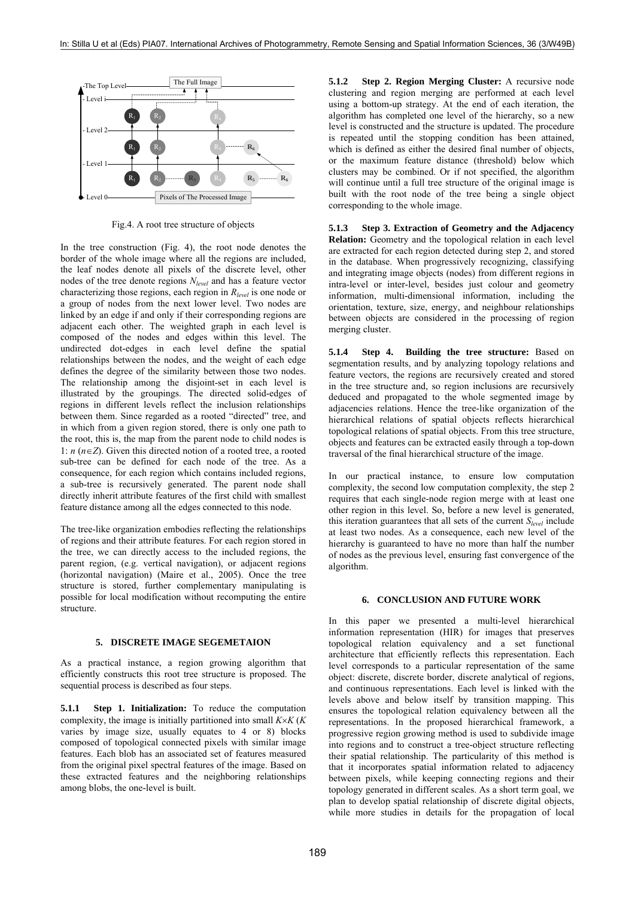Fig.4. A root tree structure of objects

In the tree construction (Fig. 4), the root node denotes the border of the whole image where all the regions are included, the leaf nodes denote all pixels of the discrete level, other nodes of the tree denote regions $N_{level}$ and has a feature vector characterizing those regions, each region in $R_{level}$ is one node or a group of nodes from the next lower level. Two nodes are linked by an edge if and only if their corresponding regions are adjacent each other. The weighted graph in each level is composed of the nodes and edges within this level. The undirected dot-edges in each level define the spatial relationships between the nodes, and the weight of each edge defines the degree of the similarity between those two nodes. The relationship among the disjoint-set in each level is illustrated by the groupings. The directed solid-edges of regions in different levels reflect the inclusion relationships between them. Since regarded as a rooted "directed" tree, and in which from a given region stored, there is only one path to the root, this is, the map from the parent node to child nodes is 1: $n$ ($n \in Z$). Given this directed notion of a rooted tree, a rooted sub-tree can be defined for each node of the tree. As a consequence, for each region which contains included regions, a sub-tree is recursively generated. The parent node shall directly inherit attribute features of the first child with smallest feature distance among all the edges connected to this node.

The tree-like organization embodies reflecting the relationships of regions and their attribute features. For each region stored in the tree, we can directly access to the included regions, the parent region, (e.g. vertical navigation), or adjacent regions (horizontal navigation) (Maire et al., 2005). Once the tree structure is stored, further complementary manipulating is possible for local modification without recomputing the entire structure.

## 5. DISCRETE IMAGE SEGEMETAION

As a practical instance, a region growing algorithm that efficiently constructs this root tree structure is proposed. The sequential process is described as four steps.

**5.1.1 Step 1. Initialization:** To reduce the computation complexity, the image is initially partitioned into small $K \times K$ ($K$ varies by image size, usually equates to 4 or 8) blocks composed of topological connected pixels with similar image features. Each blob has an associated set of features measured from the original pixel spectral features of the image. Based on these extracted features and the neighboring relationships among blobs, the one-level is built.

**5.1.2 Step 2. Region Merging Cluster:** A recursive node clustering and region merging are performed at each level using a bottom-up strategy. At the end of each iteration, the algorithm has completed one level of the hierarchy, so a new level is constructed and the structure is updated. The procedure is repeated until the stopping condition has been attained, which is defined as either the desired final number of objects, or the maximum feature distance (threshold) below which clusters may be combined. Or if not specified, the algorithm will continue until a full tree structure of the original image is built with the root node of the tree being a single object corresponding to the whole image.

**5.1.3 Step 3. Extraction of Geometry and the Adjacency Relation:** Geometry and the topological relation in each level are extracted for each region detected during step 2, and stored in the database. When progressively recognizing, classifying and integrating image objects (nodes) from different regions in intra-level or inter-level, besides just colour and geometry information, multi-dimensional information, including the orientation, texture, size, energy, and neighbour relationships between objects are considered in the processing of region merging cluster.

**5.1.4 Step 4. Building the tree structure:** Based on segmentation results, and by analyzing topology relations and feature vectors, the regions are recursively created and stored in the tree structure and, so region inclusions are recursively deduced and propagated to the whole segmented image by adjacencies relations. Hence the tree-like organization of the hierarchical relations of spatial objects reflects hierarchical topological relations of spatial objects. From this tree structure, objects and features can be extracted easily through a top-down traversal of the final hierarchical structure of the image.

In our practical instance, to ensure low computation complexity, the second low computation complexity, the step 2 requires that each single-node region merge with at least one other region in this level. So, before a new level is generated, this iteration guarantees that all sets of the current $S_{level}$ include at least two nodes. As a consequence, each new level of the hierarchy is guaranteed to have no more than half the number of nodes as the previous level, ensuring fast convergence of the algorithm.

## 6. CONCLUSION AND FUTURE WORK

In this paper we presented a multi-level hierarchical information representation (HIR) for images that preserves topological relation equivalency and a set functional architecture that efficiently reflects this representation. Each level corresponds to a particular representation of the same object: discrete, discrete border, discrete analytical of regions, and continuous representations. Each level is linked with the levels above and below itself by transition mapping. This ensures the topological relation equivalency between all the representations. In the proposed hierarchical framework, a progressive region growing method is used to subdivide image into regions and to construct a tree-object structure reflecting their spatial relationship. The particularity of this method is that it incorporates spatial information related to adjacency between pixels, while keeping connecting regions and their topology generated in different scales. As a short term goal, we plan to develop spatial relationship of discrete digital objects, while more studies in details for the propagation of local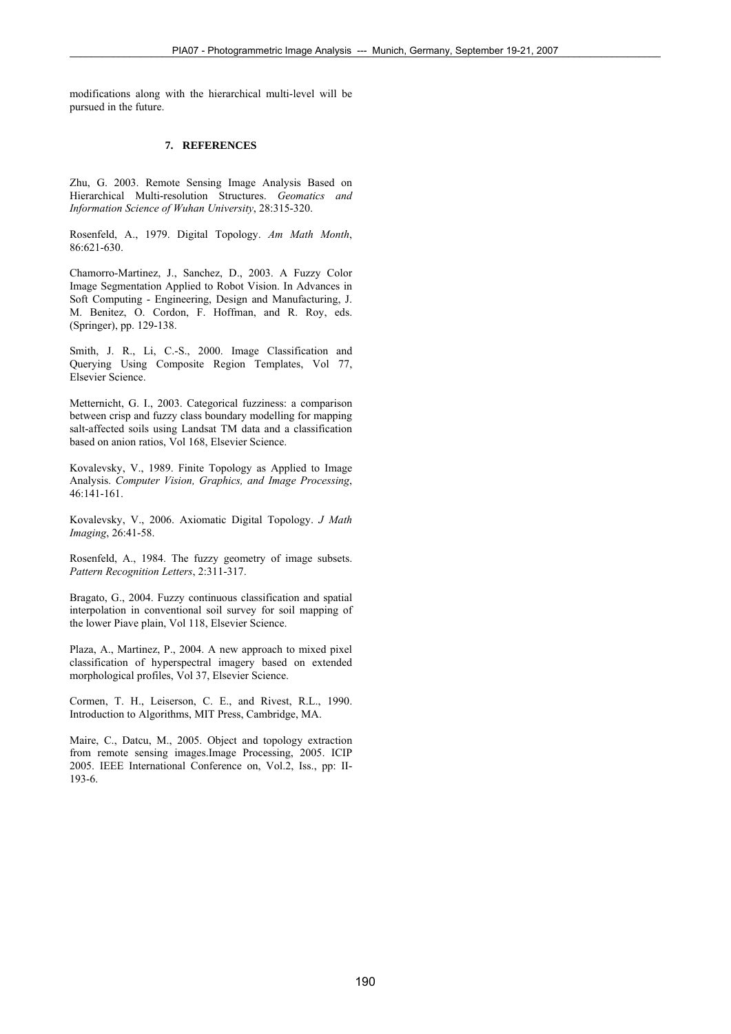modifications along with the hierarchical multi-level will be pursued in the future.

## 7. REFERENCES

Zhu, G. 2003. Remote Sensing Image Analysis Based on Hierarchical Multi-resolution Structures. *Geomatics and Information Science of Wuhan University*, 28:315-320.

Rosenfeld, A., 1979. Digital Topology. *Am Math Month*, 86:621-630.

Chamorro-Martinez, J., Sanchez, D., 2003. A Fuzzy Color Image Segmentation Applied to Robot Vision. In Advances in Soft Computing - Engineering, Design and Manufacturing, J. M. Benitez, O. Cordon, F. Hoffman, and R. Roy, eds. (Springer), pp. 129-138.

Smith, J. R., Li, C.-S., 2000. Image Classification and Querying Using Composite Region Templates, Vol 77, Elsevier Science.

Metternicht, G. I., 2003. Categorical fuzziness: a comparison between crisp and fuzzy class boundary modelling for mapping salt-affected soils using Landsat TM data and a classification based on anion ratios, Vol 168, Elsevier Science.

Kovalevsky, V., 1989. Finite Topology as Applied to Image Analysis. *Computer Vision, Graphics, and Image Processing*, 46:141-161.

Kovalevsky, V., 2006. Axiomatic Digital Topology. *J Math Imaging*, 26:41-58.

Rosenfeld, A., 1984. The fuzzy geometry of image subsets. *Pattern Recognition Letters*, 2:311-317.

Bragato, G., 2004. Fuzzy continuous classification and spatial interpolation in conventional soil survey for soil mapping of the lower Piave plain, Vol 118, Elsevier Science.

Plaza, A., Martinez, P., 2004. A new approach to mixed pixel classification of hyperspectral imagery based on extended morphological profiles, Vol 37, Elsevier Science.

Cormen, T. H., Leiserson, C. E., and Rivest, R.L., 1990. Introduction to Algorithms, MIT Press, Cambridge, MA.

Maire, C., Datcu, M., 2005. Object and topology extraction from remote sensing images.Image Processing, 2005. ICIP 2005. IEEE International Conference on, Vol.2, Iss., pp: II-193-6.